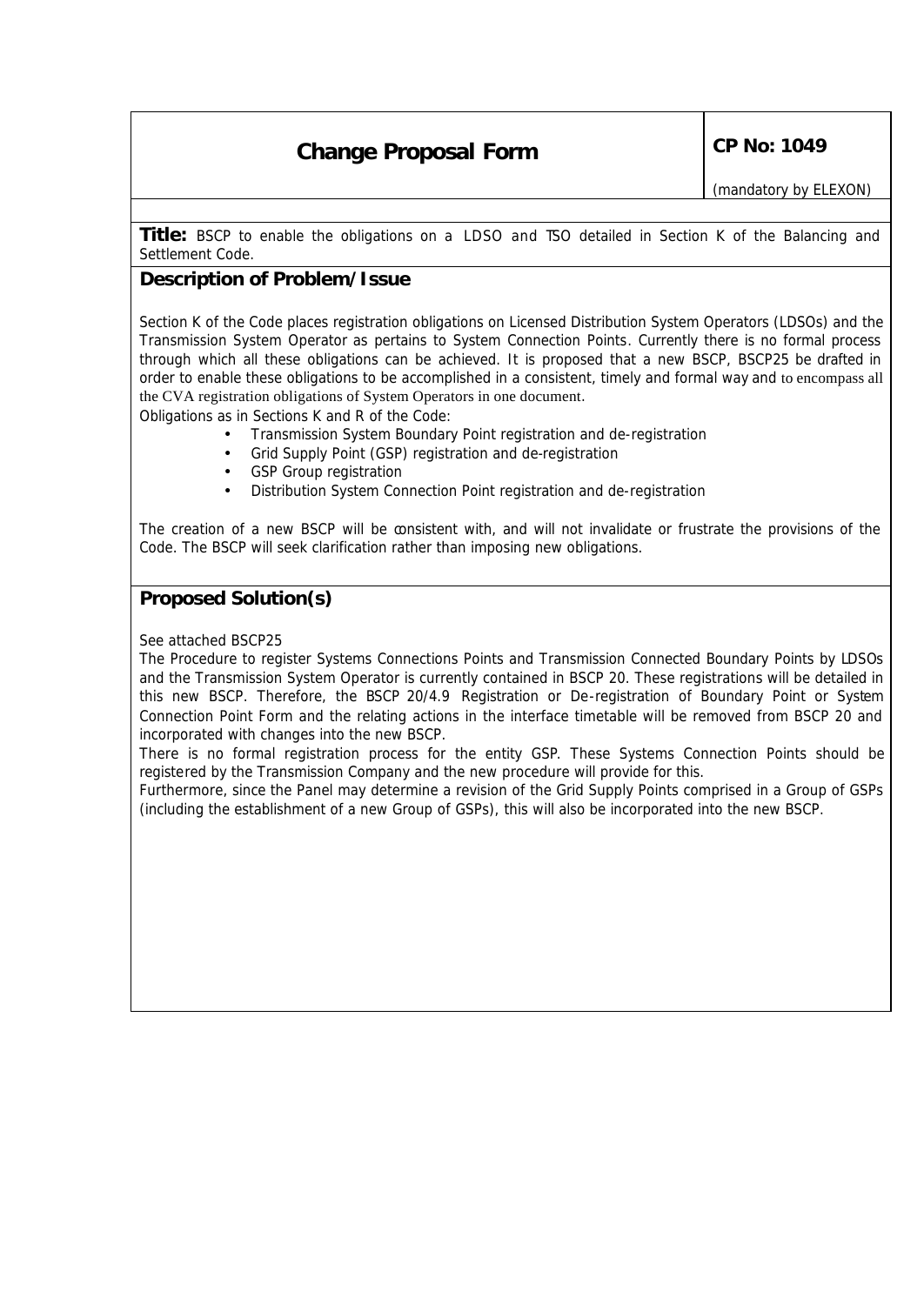# Change Proposal Form

**CP No: 1049**

(mandatory by ELEXON)

**Title:** BSCP to enable the obligations on a LDSO and TSO detailed in Section K of the Balancing and Settlement Code.

## Description of Problem/Issue

Section K of the Code places registration obligations on Licensed Distribution System Operators (LDSOs) and the Transmission System Operator as pertains to System Connection Points. Currently there is no formal process through which all these obligations can be achieved. It is proposed that a new BSCP, BSCP25 be drafted in order to enable these obligations to be accomplished in a consistent, timely and formal way and to encompass all the CVA registration obligations of System Operators in one document.

Obligations as in Sections K and R of the Code:

- Transmission System Boundary Point registration and de-registration
- Grid Supply Point (GSP) registration and de-registration
- GSP Group registration
- Distribution System Connection Point registration and de-registration

The creation of a new BSCP will be consistent with, and will not invalidate or frustrate the provisions of the Code. The BSCP will seek clarification rather than imposing new obligations.

## Proposed Solution(s)

See attached BSCP25

The Procedure to register Systems Connections Points and Transmission Connected Boundary Points by LDSOs and the Transmission System Operator is currently contained in BSCP 20. These registrations will be detailed in this new BSCP. Therefore, the BSCP 20/4.9 Registration or De-registration of Boundary Point or System Connection Point Form and the relating actions in the interface timetable will be removed from BSCP 20 and incorporated with changes into the new BSCP.

There is no formal registration process for the entity GSP. These Systems Connection Points should be registered by the Transmission Company and the new procedure will provide for this.

Furthermore, since the Panel may determine a revision of the Grid Supply Points comprised in a Group of GSPs (including the establishment of a new Group of GSPs), this will also be incorporated into the new BSCP.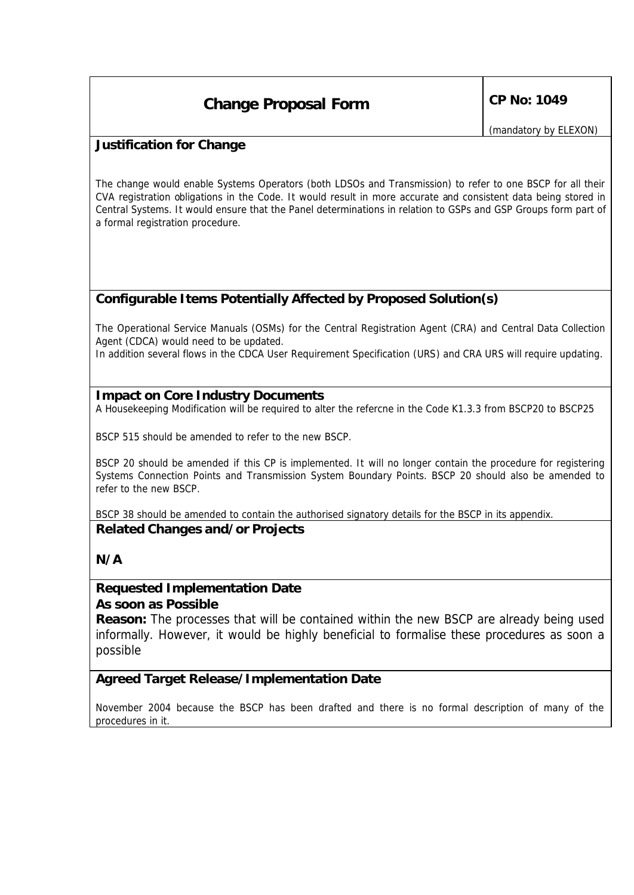| Change Proposal Form | CP No: 1049 |
| --- | --- |
| | (mandatory by ELEXON) |

## Justification for Change

The change would enable Systems Operators (both LDSOs and Transmission) to refer to one BSCP for all their CVA registration obligations in the Code. It would result in more accurate and consistent data being stored in Central Systems. It would ensure that the Panel determinations in relation to GSPs and GSP Groups form part of a formal registration procedure.

## Configurable Items Potentially Affected by Proposed Solution(s)

The Operational Service Manuals (OSMs) for the Central Registration Agent (CRA) and Central Data Collection Agent (CDCA) would need to be updated.
In addition several flows in the CDCA User Requirement Specification (URS) and CRA URS will require updating.

## Impact on Core Industry Documents

A Housekeeping Modification will be required to alter the refercne in the Code K1.3.3 from BSCP20 to BSCP25

BSCP 515 should be amended to refer to the new BSCP.

BSCP 20 should be amended if this CP is implemented. It will no longer contain the procedure for registering Systems Connection Points and Transmission System Boundary Points. BSCP 20 should also be amended to refer to the new BSCP.

BSCP 38 should be amended to contain the authorised signatory details for the BSCP in its appendix.

## Related Changes and/or Projects

**N/A**

## Requested Implementation Date

**As soon as Possible**

**Reason:** The processes that will be contained within the new BSCP are already being used informally. However, it would be highly beneficial to formalise these procedures as soon a possible

## Agreed Target Release/Implementation Date

November 2004 because the BSCP has been drafted and there is no formal description of many of the procedures in it.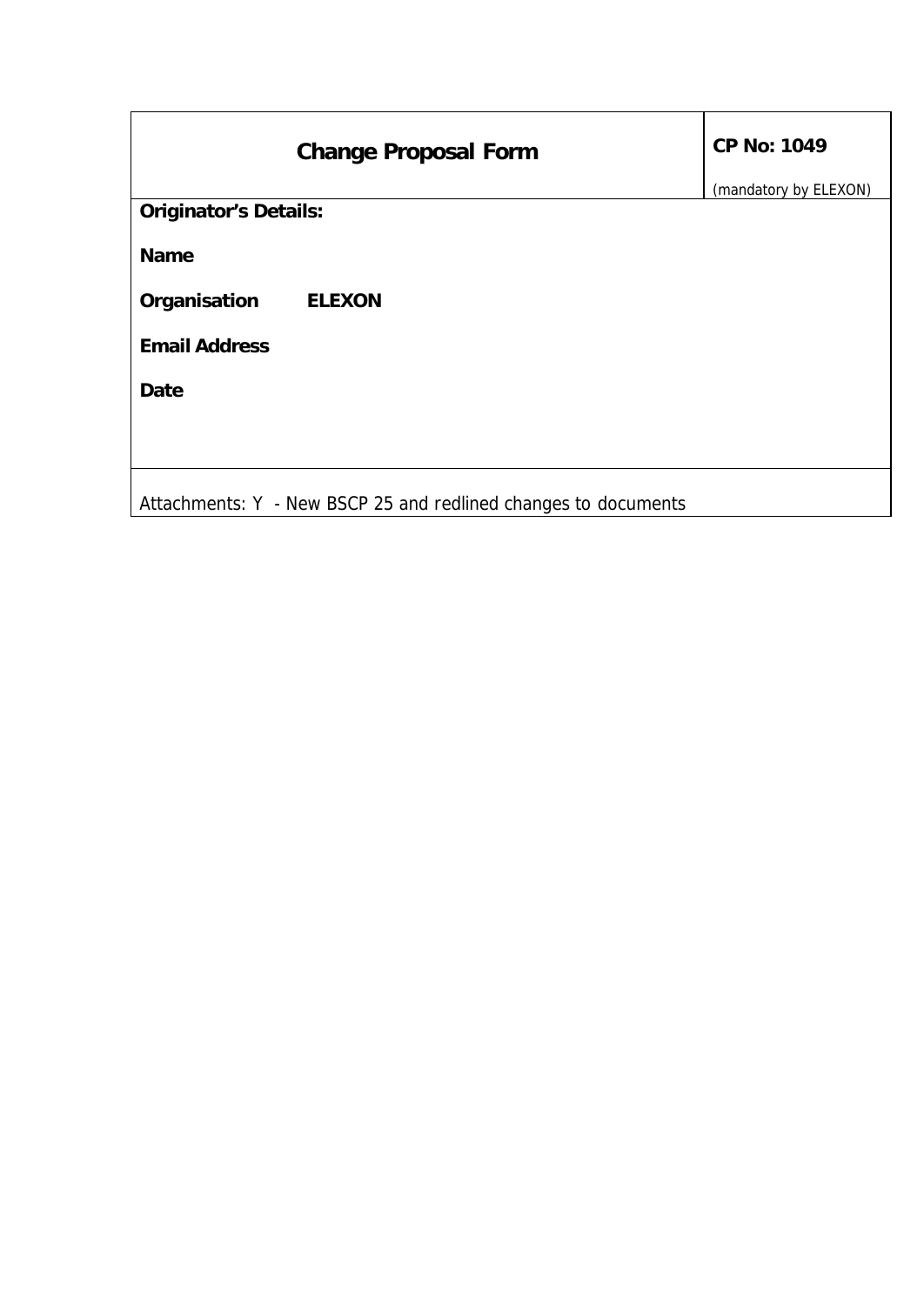| Change Proposal Form | CP No: 1049<br>(mandatory by ELEXON) |
|---|---|
| **Originator's Details:**<br><br>**Name**<br><br>**Organisation** **ELEXON**<br><br>**Email Address**<br><br>**Date** | |
| Attachments: Y - New BSCP 25 and redlined changes to documents | |